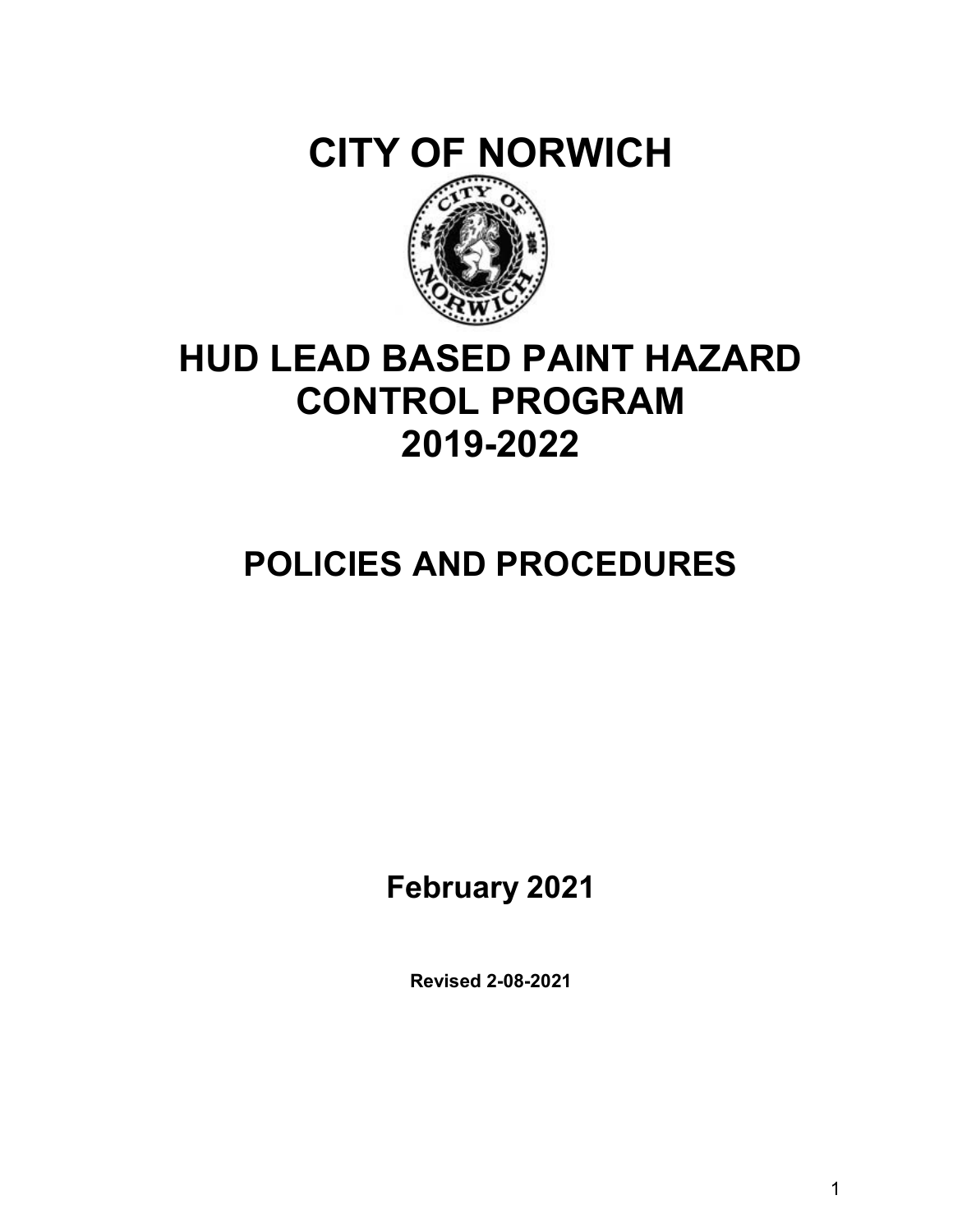# CITY OF NORWICH

# HUD LEAD BASED PAINT HAZARD CONTROL PROGRAM 2019-2022

## POLICIES AND PROCEDURES

**February 2021**

**Revised 2-08-2021**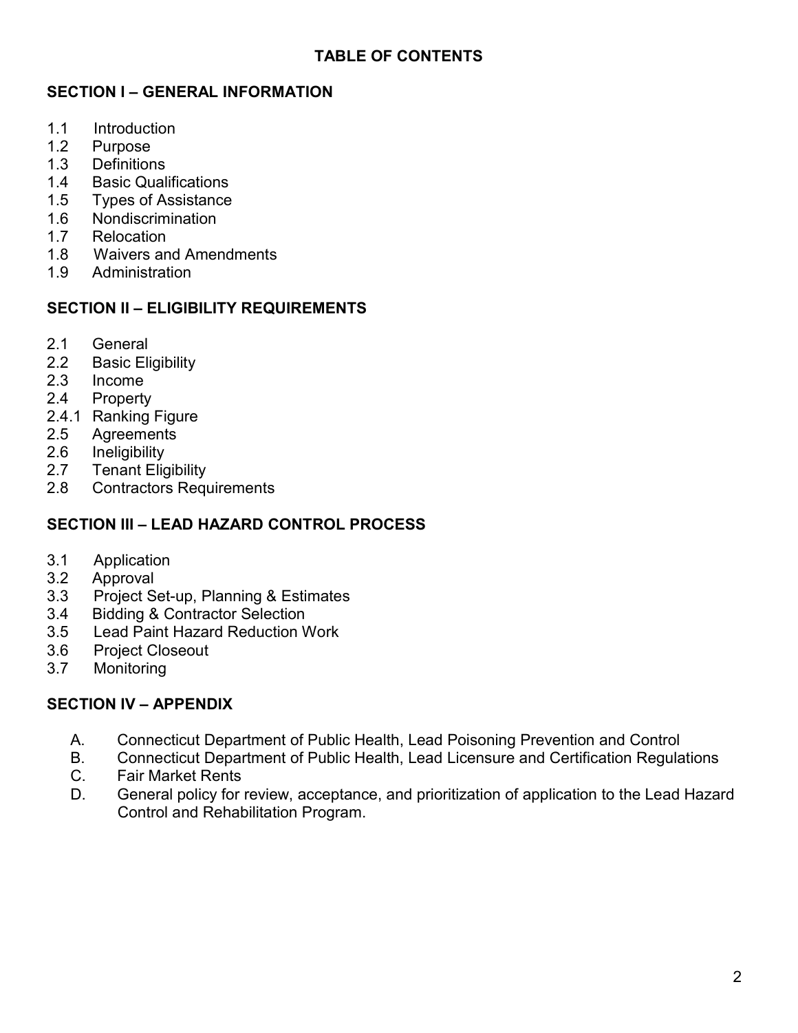# TABLE OF CONTENTS

## SECTION I – GENERAL INFORMATION

1.1 Introduction
1.2 Purpose
1.3 Definitions
1.4 Basic Qualifications
1.5 Types of Assistance
1.6 Nondiscrimination
1.7 Relocation
1.8 Waivers and Amendments
1.9 Administration

## SECTION II – ELIGIBILITY REQUIREMENTS

2.1 General
2.2 Basic Eligibility
2.3 Income
2.4 Property
2.4.1 Ranking Figure
2.5 Agreements
2.6 Ineligibility
2.7 Tenant Eligibility
2.8 Contractors Requirements

## SECTION III – LEAD HAZARD CONTROL PROCESS

3.1 Application
3.2 Approval
3.3 Project Set-up, Planning & Estimates
3.4 Bidding & Contractor Selection
3.5 Lead Paint Hazard Reduction Work
3.6 Project Closeout
3.7 Monitoring

## SECTION IV – APPENDIX

A. Connecticut Department of Public Health, Lead Poisoning Prevention and Control
B. Connecticut Department of Public Health, Lead Licensure and Certification Regulations
C. Fair Market Rents
D. General policy for review, acceptance, and prioritization of application to the Lead Hazard Control and Rehabilitation Program.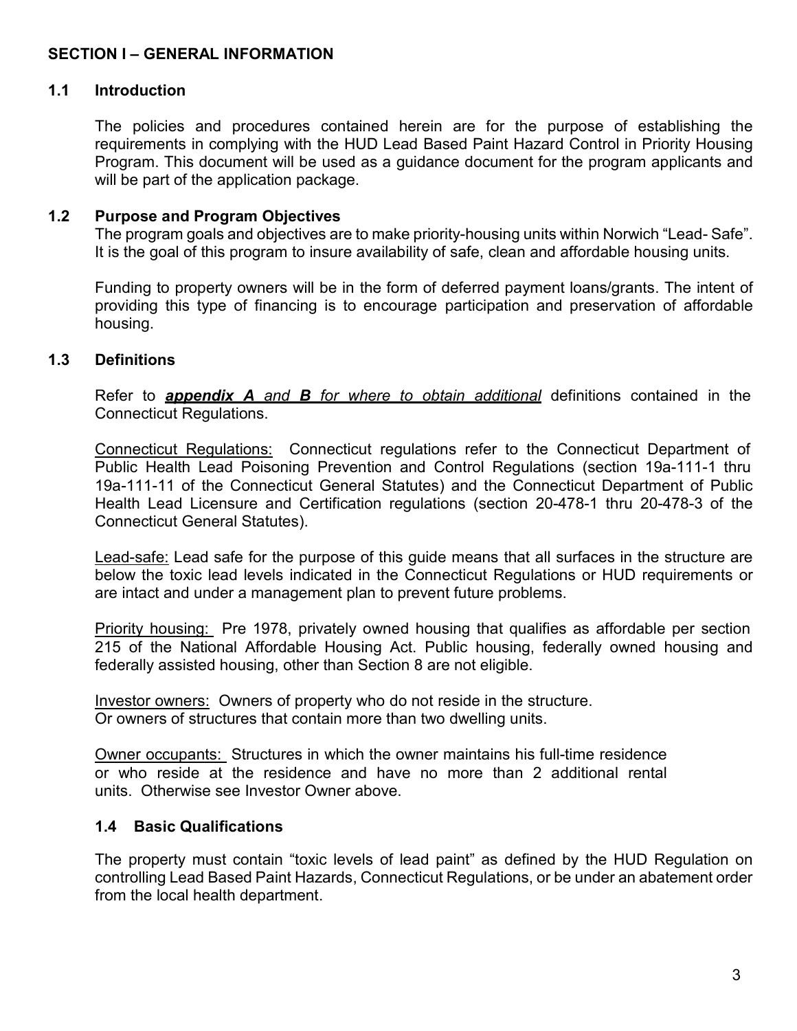## SECTION I – GENERAL INFORMATION

### 1.1 Introduction

The policies and procedures contained herein are for the purpose of establishing the requirements in complying with the HUD Lead Based Paint Hazard Control in Priority Housing Program. This document will be used as a guidance document for the program applicants and will be part of the application package.

### 1.2 Purpose and Program Objectives

The program goals and objectives are to make priority-housing units within Norwich "Lead- Safe". It is the goal of this program to insure availability of safe, clean and affordable housing units.

Funding to property owners will be in the form of deferred payment loans/grants. The intent of providing this type of financing is to encourage participation and preservation of affordable housing.

### 1.3 Definitions

Refer to ***appendix A*** *and* ***B*** *for where to obtain additional* definitions contained in the Connecticut Regulations.

Connecticut Regulations: Connecticut regulations refer to the Connecticut Department of Public Health Lead Poisoning Prevention and Control Regulations (section 19a-111-1 thru 19a-111-11 of the Connecticut General Statutes) and the Connecticut Department of Public Health Lead Licensure and Certification regulations (section 20-478-1 thru 20-478-3 of the Connecticut General Statutes).

Lead-safe: Lead safe for the purpose of this guide means that all surfaces in the structure are below the toxic lead levels indicated in the Connecticut Regulations or HUD requirements or are intact and under a management plan to prevent future problems.

Priority housing: Pre 1978, privately owned housing that qualifies as affordable per section 215 of the National Affordable Housing Act. Public housing, federally owned housing and federally assisted housing, other than Section 8 are not eligible.

Investor owners: Owners of property who do not reside in the structure. Or owners of structures that contain more than two dwelling units.

Owner occupants: Structures in which the owner maintains his full-time residence or who reside at the residence and have no more than 2 additional rental units. Otherwise see Investor Owner above.

### 1.4 Basic Qualifications

The property must contain "toxic levels of lead paint" as defined by the HUD Regulation on controlling Lead Based Paint Hazards, Connecticut Regulations, or be under an abatement order from the local health department.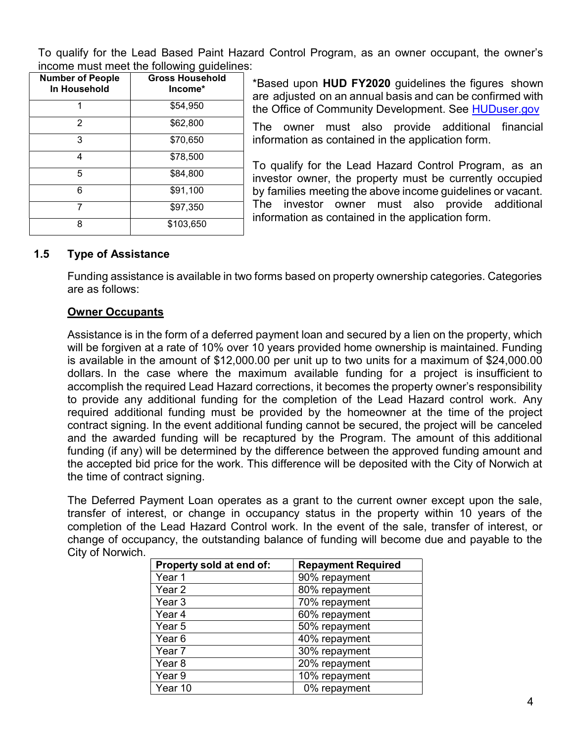To qualify for the Lead Based Paint Hazard Control Program, as an owner occupant, the owner's income must meet the following guidelines:

| Number of People In Household | Gross Household Income* |
|---|---|
| 1 | $54,950 |
| 2 | $62,800 |
| 3 | $70,650 |
| 4 | $78,500 |
| 5 | $84,800 |
| 6 | $91,100 |
| 7 | $97,350 |
| 8 | $103,650 |

*Based upon **HUD FY2020** guidelines the figures shown are adjusted on an annual basis and can be confirmed with the Office of Community Development. See [HUDuser.gov](HUDuser.gov)

The owner must also provide additional financial information as contained in the application form.

To qualify for the Lead Hazard Control Program, as an investor owner, the property must be currently occupied by families meeting the above income guidelines or vacant. The investor owner must also provide additional information as contained in the application form.

### 1.5 Type of Assistance

Funding assistance is available in two forms based on property ownership categories. Categories are as follows:

**Owner Occupants**

Assistance is in the form of a deferred payment loan and secured by a lien on the property, which will be forgiven at a rate of 10% over 10 years provided home ownership is maintained. Funding is available in the amount of $12,000.00 per unit up to two units for a maximum of $24,000.00 dollars. In the case where the maximum available funding for a project is insufficient to accomplish the required Lead Hazard corrections, it becomes the property owner's responsibility to provide any additional funding for the completion of the Lead Hazard control work. Any required additional funding must be provided by the homeowner at the time of the project contract signing. In the event additional funding cannot be secured, the project will be canceled and the awarded funding will be recaptured by the Program. The amount of this additional funding (if any) will be determined by the difference between the approved funding amount and the accepted bid price for the work. This difference will be deposited with the City of Norwich at the time of contract signing.

The Deferred Payment Loan operates as a grant to the current owner except upon the sale, transfer of interest, or change in occupancy status in the property within 10 years of the completion of the Lead Hazard Control work. In the event of the sale, transfer of interest, or change of occupancy, the outstanding balance of funding will become due and payable to the City of Norwich.

| Property sold at end of: | Repayment Required |
|---|---|
| Year 1 | 90% repayment |
| Year 2 | 80% repayment |
| Year 3 | 70% repayment |
| Year 4 | 60% repayment |
| Year 5 | 50% repayment |
| Year 6 | 40% repayment |
| Year 7 | 30% repayment |
| Year 8 | 20% repayment |
| Year 9 | 10% repayment |
| Year 10 | 0% repayment |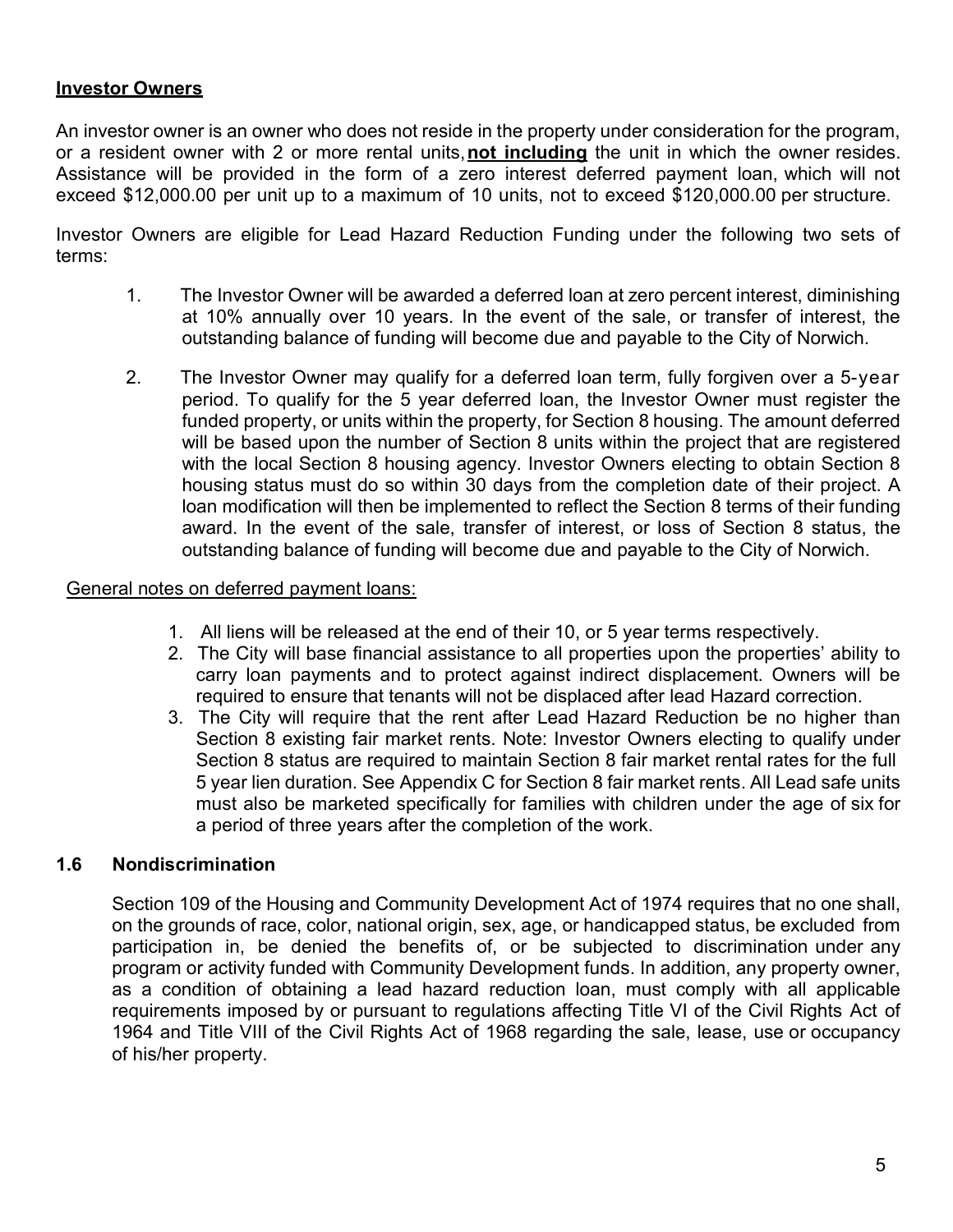**Investor Owners**

An investor owner is an owner who does not reside in the property under consideration for the program, or a resident owner with 2 or more rental units, **not including** the unit in which the owner resides. Assistance will be provided in the form of a zero interest deferred payment loan, which will not exceed $12,000.00 per unit up to a maximum of 10 units, not to exceed $120,000.00 per structure.

Investor Owners are eligible for Lead Hazard Reduction Funding under the following two sets of terms:

1. The Investor Owner will be awarded a deferred loan at zero percent interest, diminishing at 10% annually over 10 years. In the event of the sale, or transfer of interest, the outstanding balance of funding will become due and payable to the City of Norwich.

2. The Investor Owner may qualify for a deferred loan term, fully forgiven over a 5-year period. To qualify for the 5 year deferred loan, the Investor Owner must register the funded property, or units within the property, for Section 8 housing. The amount deferred will be based upon the number of Section 8 units within the project that are registered with the local Section 8 housing agency. Investor Owners electing to obtain Section 8 housing status must do so within 30 days from the completion date of their project. A loan modification will then be implemented to reflect the Section 8 terms of their funding award. In the event of the sale, transfer of interest, or loss of Section 8 status, the outstanding balance of funding will become due and payable to the City of Norwich.

General notes on deferred payment loans:

1. All liens will be released at the end of their 10, or 5 year terms respectively.
2. The City will base financial assistance to all properties upon the properties' ability to carry loan payments and to protect against indirect displacement. Owners will be required to ensure that tenants will not be displaced after lead Hazard correction.
3. The City will require that the rent after Lead Hazard Reduction be no higher than Section 8 existing fair market rents. Note: Investor Owners electing to qualify under Section 8 status are required to maintain Section 8 fair market rental rates for the full 5 year lien duration. See Appendix C for Section 8 fair market rents. All Lead safe units must also be marketed specifically for families with children under the age of six for a period of three years after the completion of the work.

### 1.6 Nondiscrimination

Section 109 of the Housing and Community Development Act of 1974 requires that no one shall, on the grounds of race, color, national origin, sex, age, or handicapped status, be excluded from participation in, be denied the benefits of, or be subjected to discrimination under any program or activity funded with Community Development funds. In addition, any property owner, as a condition of obtaining a lead hazard reduction loan, must comply with all applicable requirements imposed by or pursuant to regulations affecting Title VI of the Civil Rights Act of 1964 and Title VIII of the Civil Rights Act of 1968 regarding the sale, lease, use or occupancy of his/her property.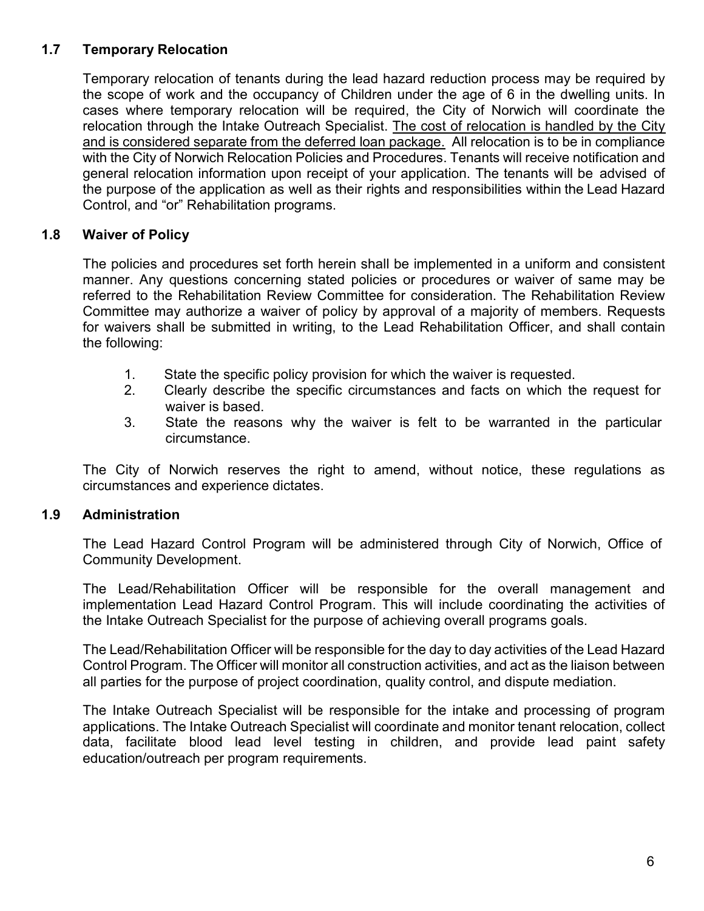### 1.7 Temporary Relocation

Temporary relocation of tenants during the lead hazard reduction process may be required by the scope of work and the occupancy of Children under the age of 6 in the dwelling units. In cases where temporary relocation will be required, the City of Norwich will coordinate the relocation through the Intake Outreach Specialist. The cost of relocation is handled by the City and is considered separate from the deferred loan package. All relocation is to be in compliance with the City of Norwich Relocation Policies and Procedures. Tenants will receive notification and general relocation information upon receipt of your application. The tenants will be advised of the purpose of the application as well as their rights and responsibilities within the Lead Hazard Control, and "or" Rehabilitation programs.

### 1.8 Waiver of Policy

The policies and procedures set forth herein shall be implemented in a uniform and consistent manner. Any questions concerning stated policies or procedures or waiver of same may be referred to the Rehabilitation Review Committee for consideration. The Rehabilitation Review Committee may authorize a waiver of policy by approval of a majority of members. Requests for waivers shall be submitted in writing, to the Lead Rehabilitation Officer, and shall contain the following:

1. State the specific policy provision for which the waiver is requested.
2. Clearly describe the specific circumstances and facts on which the request for waiver is based.
3. State the reasons why the waiver is felt to be warranted in the particular circumstance.

The City of Norwich reserves the right to amend, without notice, these regulations as circumstances and experience dictates.

### 1.9 Administration

The Lead Hazard Control Program will be administered through City of Norwich, Office of Community Development.

The Lead/Rehabilitation Officer will be responsible for the overall management and implementation Lead Hazard Control Program. This will include coordinating the activities of the Intake Outreach Specialist for the purpose of achieving overall programs goals.

The Lead/Rehabilitation Officer will be responsible for the day to day activities of the Lead Hazard Control Program. The Officer will monitor all construction activities, and act as the liaison between all parties for the purpose of project coordination, quality control, and dispute mediation.

The Intake Outreach Specialist will be responsible for the intake and processing of program applications. The Intake Outreach Specialist will coordinate and monitor tenant relocation, collect data, facilitate blood lead level testing in children, and provide lead paint safety education/outreach per program requirements.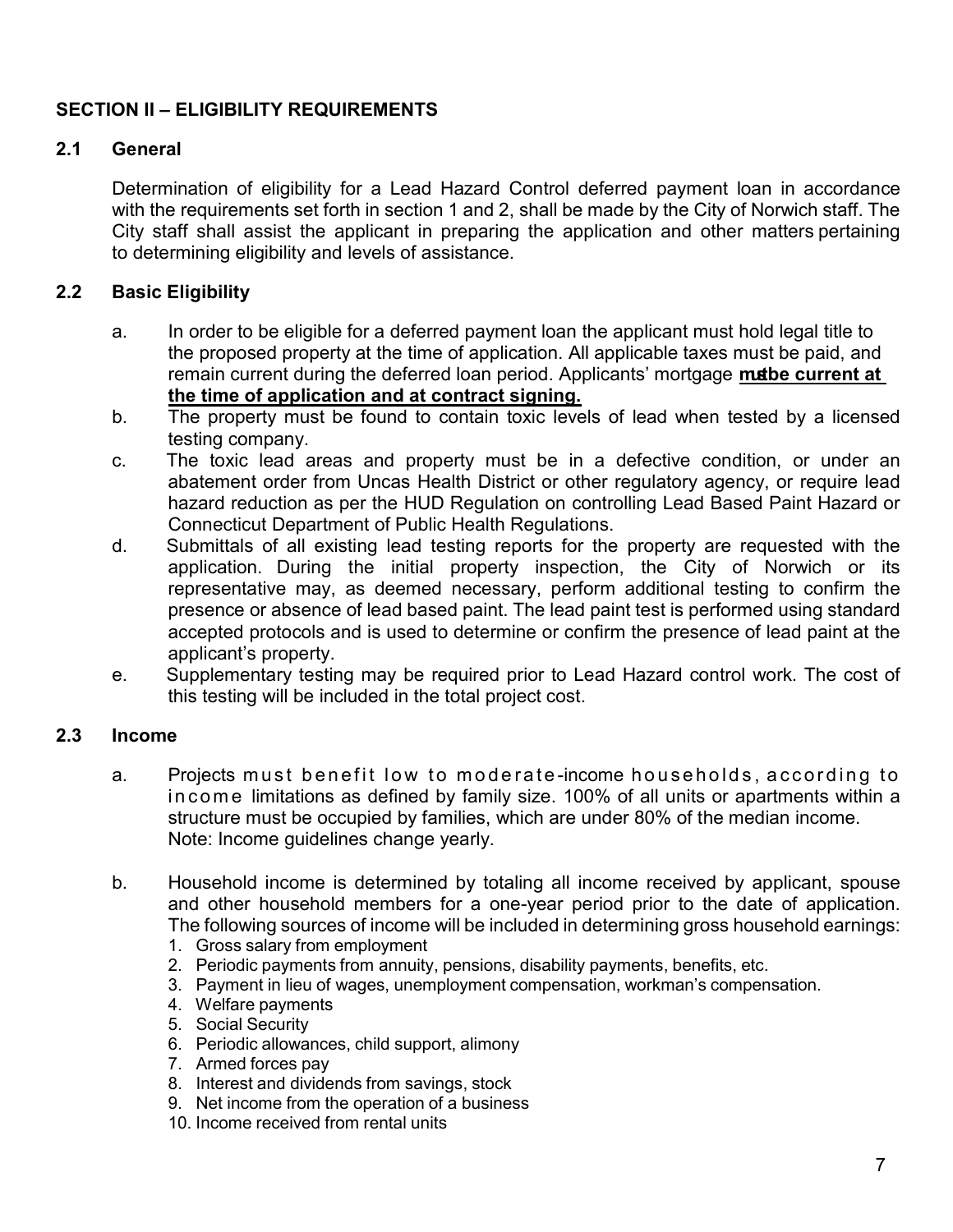## SECTION II – ELIGIBILITY REQUIREMENTS

### 2.1 General

Determination of eligibility for a Lead Hazard Control deferred payment loan in accordance with the requirements set forth in section 1 and 2, shall be made by the City of Norwich staff. The City staff shall assist the applicant in preparing the application and other matters pertaining to determining eligibility and levels of assistance.

### 2.2 Basic Eligibility

a. In order to be eligible for a deferred payment loan the applicant must hold legal title to the proposed property at the time of application. All applicable taxes must be paid, and remain current during the deferred loan period. Applicants' mortgage **must be current at the time of application and at contract signing.**

b. The property must be found to contain toxic levels of lead when tested by a licensed testing company.

c. The toxic lead areas and property must be in a defective condition, or under an abatement order from Uncas Health District or other regulatory agency, or require lead hazard reduction as per the HUD Regulation on controlling Lead Based Paint Hazard or Connecticut Department of Public Health Regulations.

d. Submittals of all existing lead testing reports for the property are requested with the application. During the initial property inspection, the City of Norwich or its representative may, as deemed necessary, perform additional testing to confirm the presence or absence of lead based paint. The lead paint test is performed using standard accepted protocols and is used to determine or confirm the presence of lead paint at the applicant's property.

e. Supplementary testing may be required prior to Lead Hazard control work. The cost of this testing will be included in the total project cost.

### 2.3 Income

a. Projects must benefit low to moderate-income households, according to income limitations as defined by family size. 100% of all units or apartments within a structure must be occupied by families, which are under 80% of the median income. Note: Income guidelines change yearly.

b. Household income is determined by totaling all income received by applicant, spouse and other household members for a one-year period prior to the date of application. The following sources of income will be included in determining gross household earnings:

1. Gross salary from employment
2. Periodic payments from annuity, pensions, disability payments, benefits, etc.
3. Payment in lieu of wages, unemployment compensation, workman's compensation.
4. Welfare payments
5. Social Security
6. Periodic allowances, child support, alimony
7. Armed forces pay
8. Interest and dividends from savings, stock
9. Net income from the operation of a business
10. Income received from rental units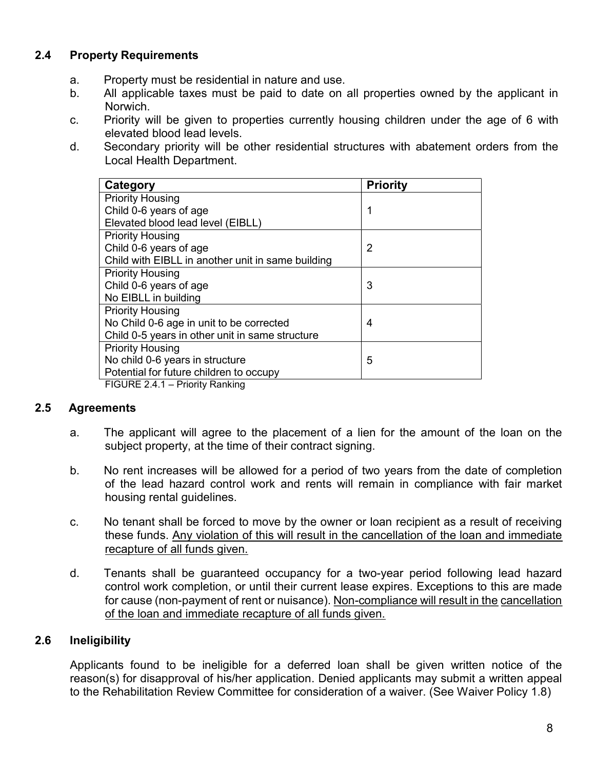## 2.4 Property Requirements

a. Property must be residential in nature and use.

b. All applicable taxes must be paid to date on all properties owned by the applicant in Norwich.

c. Priority will be given to properties currently housing children under the age of 6 with elevated blood lead levels.

d. Secondary priority will be other residential structures with abatement orders from the Local Health Department.

| Category | Priority |
| --- | --- |
| Priority Housing<br>Child 0-6 years of age<br>Elevated blood lead level (EIBLL) | 1 |
| Priority Housing<br>Child 0-6 years of age<br>Child with EIBLL in another unit in same building | 2 |
| Priority Housing<br>Child 0-6 years of age<br>No EIBLL in building | 3 |
| Priority Housing<br>No Child 0-6 age in unit to be corrected<br>Child 0-5 years in other unit in same structure | 4 |
| Priority Housing<br>No child 0-6 years in structure<br>Potential for future children to occupy | 5 |

FIGURE 2.4.1 – Priority Ranking

## 2.5 Agreements

a. The applicant will agree to the placement of a lien for the amount of the loan on the subject property, at the time of their contract signing.

b. No rent increases will be allowed for a period of two years from the date of completion of the lead hazard control work and rents will remain in compliance with fair market housing rental guidelines.

c. No tenant shall be forced to move by the owner or loan recipient as a result of receiving these funds. <u>Any violation of this will result in the cancellation of the loan and immediate recapture of all funds given.</u>

d. Tenants shall be guaranteed occupancy for a two-year period following lead hazard control work completion, or until their current lease expires. Exceptions to this are made for cause (non-payment of rent or nuisance). <u>Non-compliance will result in the cancellation of the loan and immediate recapture of all funds given.</u>

## 2.6 Ineligibility

Applicants found to be ineligible for a deferred loan shall be given written notice of the reason(s) for disapproval of his/her application. Denied applicants may submit a written appeal to the Rehabilitation Review Committee for consideration of a waiver. (See Waiver Policy 1.8)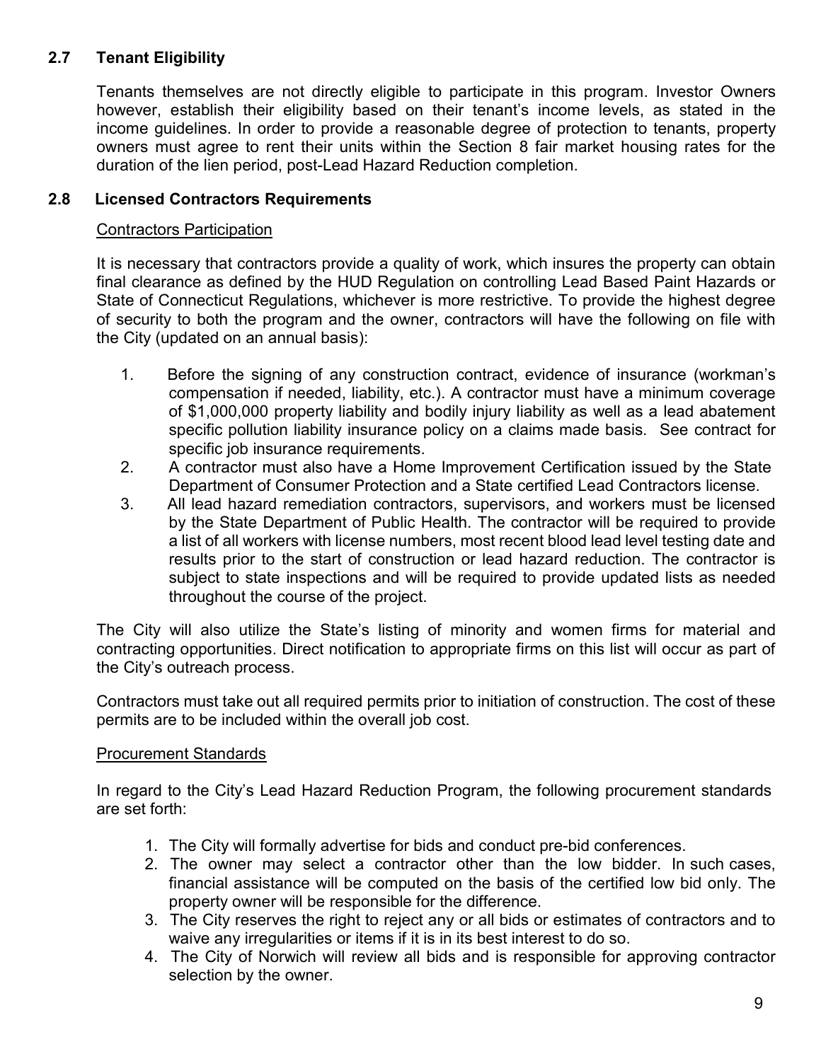## 2.7 Tenant Eligibility

Tenants themselves are not directly eligible to participate in this program. Investor Owners however, establish their eligibility based on their tenant's income levels, as stated in the income guidelines. In order to provide a reasonable degree of protection to tenants, property owners must agree to rent their units within the Section 8 fair market housing rates for the duration of the lien period, post-Lead Hazard Reduction completion.

## 2.8 Licensed Contractors Requirements

<u>Contractors Participation</u>

It is necessary that contractors provide a quality of work, which insures the property can obtain final clearance as defined by the HUD Regulation on controlling Lead Based Paint Hazards or State of Connecticut Regulations, whichever is more restrictive. To provide the highest degree of security to both the program and the owner, contractors will have the following on file with the City (updated on an annual basis):

1. Before the signing of any construction contract, evidence of insurance (workman's compensation if needed, liability, etc.). A contractor must have a minimum coverage of $1,000,000 property liability and bodily injury liability as well as a lead abatement specific pollution liability insurance policy on a claims made basis. See contract for specific job insurance requirements.
2. A contractor must also have a Home Improvement Certification issued by the State Department of Consumer Protection and a State certified Lead Contractors license.
3. All lead hazard remediation contractors, supervisors, and workers must be licensed by the State Department of Public Health. The contractor will be required to provide a list of all workers with license numbers, most recent blood lead level testing date and results prior to the start of construction or lead hazard reduction. The contractor is subject to state inspections and will be required to provide updated lists as needed throughout the course of the project.

The City will also utilize the State's listing of minority and women firms for material and contracting opportunities. Direct notification to appropriate firms on this list will occur as part of the City's outreach process.

Contractors must take out all required permits prior to initiation of construction. The cost of these permits are to be included within the overall job cost.

<u>Procurement Standards</u>

In regard to the City's Lead Hazard Reduction Program, the following procurement standards are set forth:

1. The City will formally advertise for bids and conduct pre-bid conferences.
2. The owner may select a contractor other than the low bidder. In such cases, financial assistance will be computed on the basis of the certified low bid only. The property owner will be responsible for the difference.
3. The City reserves the right to reject any or all bids or estimates of contractors and to waive any irregularities or items if it is in its best interest to do so.
4. The City of Norwich will review all bids and is responsible for approving contractor selection by the owner.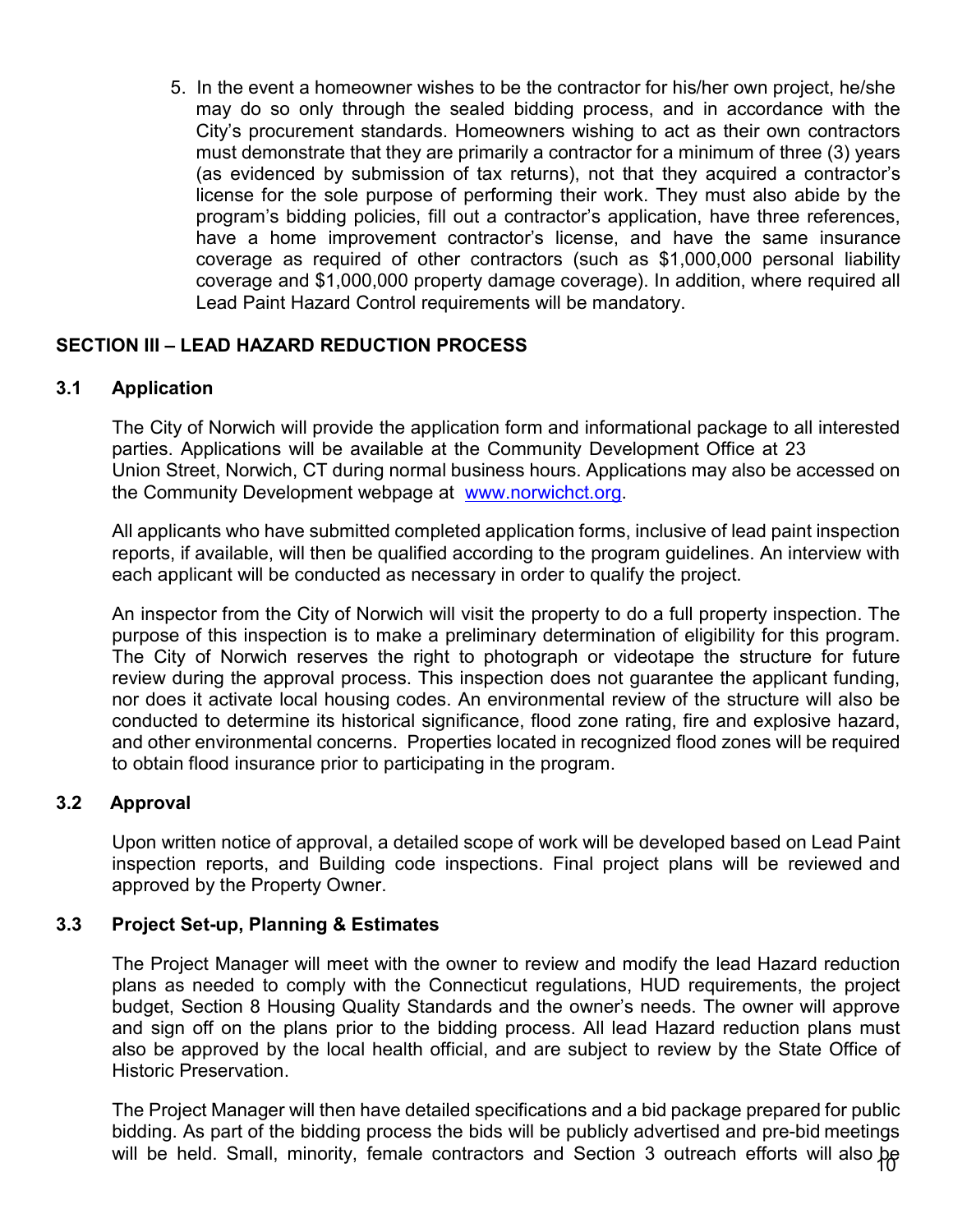5. In the event a homeowner wishes to be the contractor for his/her own project, he/she may do so only through the sealed bidding process, and in accordance with the City's procurement standards. Homeowners wishing to act as their own contractors must demonstrate that they are primarily a contractor for a minimum of three (3) years (as evidenced by submission of tax returns), not that they acquired a contractor's license for the sole purpose of performing their work. They must also abide by the program's bidding policies, fill out a contractor's application, have three references, have a home improvement contractor's license, and have the same insurance coverage as required of other contractors (such as $1,000,000 personal liability coverage and $1,000,000 property damage coverage). In addition, where required all Lead Paint Hazard Control requirements will be mandatory.

## SECTION III – LEAD HAZARD REDUCTION PROCESS

### 3.1 Application

The City of Norwich will provide the application form and informational package to all interested parties. Applications will be available at the Community Development Office at 23 Union Street, Norwich, CT during normal business hours. Applications may also be accessed on the Community Development webpage at [www.norwichct.org](http://www.norwichct.org).

All applicants who have submitted completed application forms, inclusive of lead paint inspection reports, if available, will then be qualified according to the program guidelines. An interview with each applicant will be conducted as necessary in order to qualify the project.

An inspector from the City of Norwich will visit the property to do a full property inspection. The purpose of this inspection is to make a preliminary determination of eligibility for this program. The City of Norwich reserves the right to photograph or videotape the structure for future review during the approval process. This inspection does not guarantee the applicant funding, nor does it activate local housing codes. An environmental review of the structure will also be conducted to determine its historical significance, flood zone rating, fire and explosive hazard, and other environmental concerns. Properties located in recognized flood zones will be required to obtain flood insurance prior to participating in the program.

### 3.2 Approval

Upon written notice of approval, a detailed scope of work will be developed based on Lead Paint inspection reports, and Building code inspections. Final project plans will be reviewed and approved by the Property Owner.

### 3.3 Project Set-up, Planning & Estimates

The Project Manager will meet with the owner to review and modify the lead Hazard reduction plans as needed to comply with the Connecticut regulations, HUD requirements, the project budget, Section 8 Housing Quality Standards and the owner's needs. The owner will approve and sign off on the plans prior to the bidding process. All lead Hazard reduction plans must also be approved by the local health official, and are subject to review by the State Office of Historic Preservation.

The Project Manager will then have detailed specifications and a bid package prepared for public bidding. As part of the bidding process the bids will be publicly advertised and pre-bid meetings will be held. Small, minority, female contractors and Section 3 outreach efforts will also be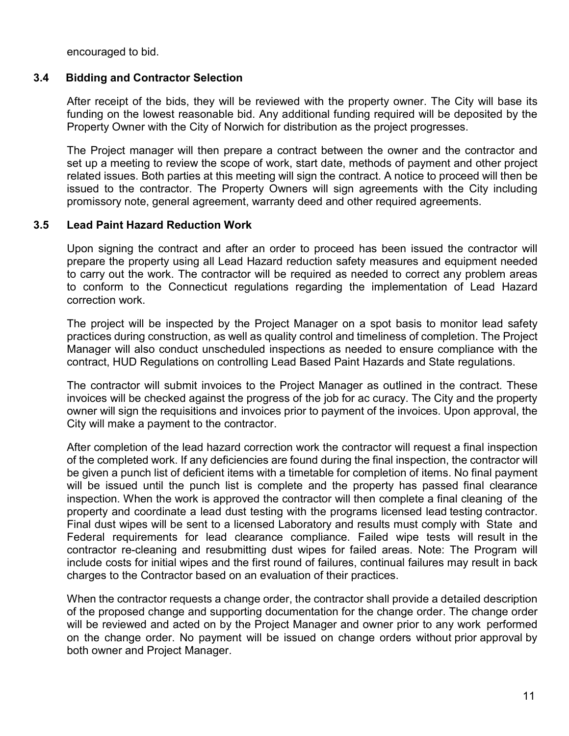encouraged to bid.

### 3.4 Bidding and Contractor Selection

After receipt of the bids, they will be reviewed with the property owner. The City will base its funding on the lowest reasonable bid. Any additional funding required will be deposited by the Property Owner with the City of Norwich for distribution as the project progresses.

The Project manager will then prepare a contract between the owner and the contractor and set up a meeting to review the scope of work, start date, methods of payment and other project related issues. Both parties at this meeting will sign the contract. A notice to proceed will then be issued to the contractor. The Property Owners will sign agreements with the City including promissory note, general agreement, warranty deed and other required agreements.

### 3.5 Lead Paint Hazard Reduction Work

Upon signing the contract and after an order to proceed has been issued the contractor will prepare the property using all Lead Hazard reduction safety measures and equipment needed to carry out the work. The contractor will be required as needed to correct any problem areas to conform to the Connecticut regulations regarding the implementation of Lead Hazard correction work.

The project will be inspected by the Project Manager on a spot basis to monitor lead safety practices during construction, as well as quality control and timeliness of completion. The Project Manager will also conduct unscheduled inspections as needed to ensure compliance with the contract, HUD Regulations on controlling Lead Based Paint Hazards and State regulations.

The contractor will submit invoices to the Project Manager as outlined in the contract. These invoices will be checked against the progress of the job for ac curacy. The City and the property owner will sign the requisitions and invoices prior to payment of the invoices. Upon approval, the City will make a payment to the contractor.

After completion of the lead hazard correction work the contractor will request a final inspection of the completed work. If any deficiencies are found during the final inspection, the contractor will be given a punch list of deficient items with a timetable for completion of items. No final payment will be issued until the punch list is complete and the property has passed final clearance inspection. When the work is approved the contractor will then complete a final cleaning of the property and coordinate a lead dust testing with the programs licensed lead testing contractor. Final dust wipes will be sent to a licensed Laboratory and results must comply with State and Federal requirements for lead clearance compliance. Failed wipe tests will result in the contractor re-cleaning and resubmitting dust wipes for failed areas. Note: The Program will include costs for initial wipes and the first round of failures, continual failures may result in back charges to the Contractor based on an evaluation of their practices.

When the contractor requests a change order, the contractor shall provide a detailed description of the proposed change and supporting documentation for the change order. The change order will be reviewed and acted on by the Project Manager and owner prior to any work performed on the change order. No payment will be issued on change orders without prior approval by both owner and Project Manager.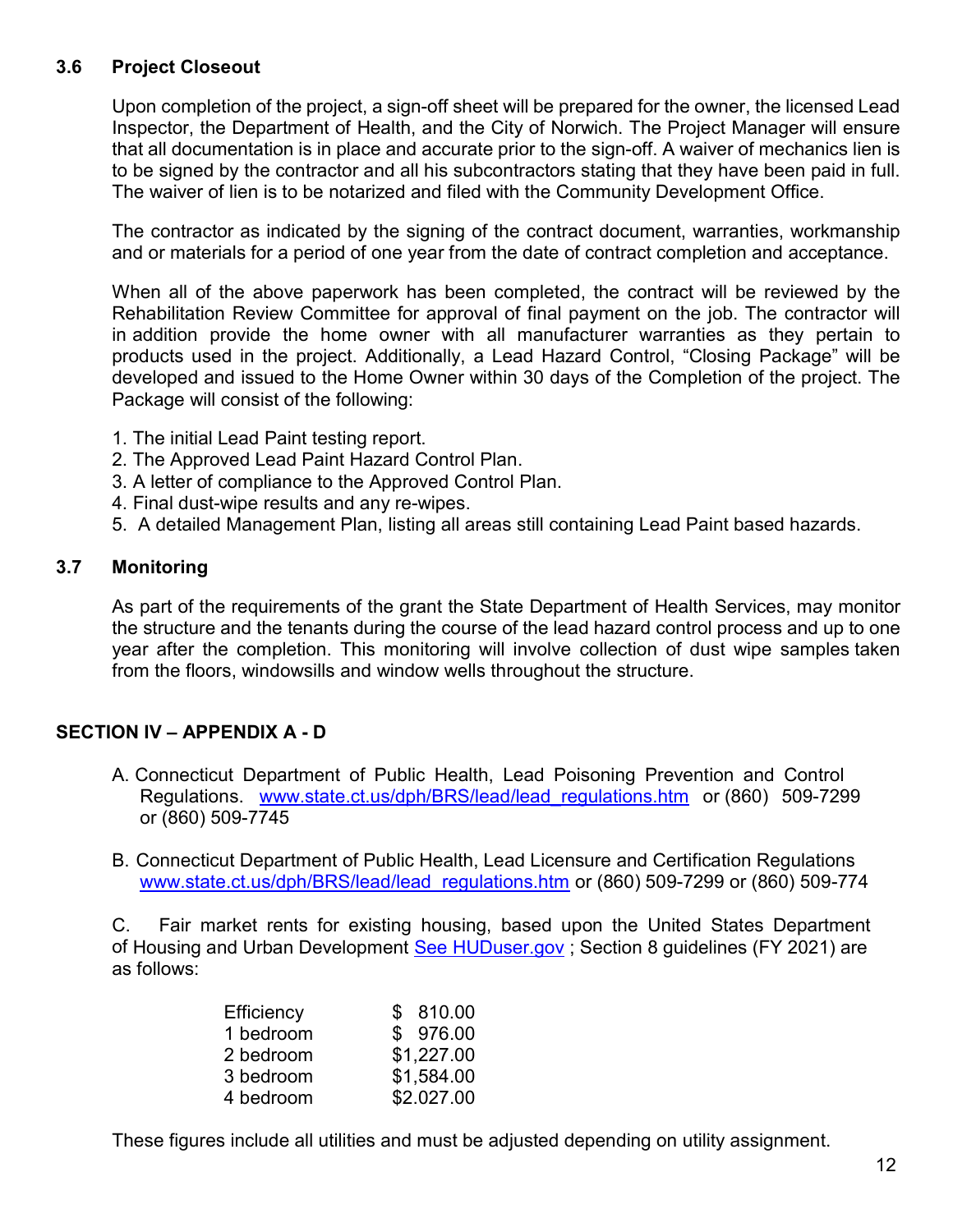### 3.6 Project Closeout

Upon completion of the project, a sign-off sheet will be prepared for the owner, the licensed Lead Inspector, the Department of Health, and the City of Norwich. The Project Manager will ensure that all documentation is in place and accurate prior to the sign-off. A waiver of mechanics lien is to be signed by the contractor and all his subcontractors stating that they have been paid in full. The waiver of lien is to be notarized and filed with the Community Development Office.

The contractor as indicated by the signing of the contract document, warranties, workmanship and or materials for a period of one year from the date of contract completion and acceptance.

When all of the above paperwork has been completed, the contract will be reviewed by the Rehabilitation Review Committee for approval of final payment on the job. The contractor will in addition provide the home owner with all manufacturer warranties as they pertain to products used in the project. Additionally, a Lead Hazard Control, "Closing Package" will be developed and issued to the Home Owner within 30 days of the Completion of the project. The Package will consist of the following:

1. The initial Lead Paint testing report.
2. The Approved Lead Paint Hazard Control Plan.
3. A letter of compliance to the Approved Control Plan.
4. Final dust-wipe results and any re-wipes.
5. A detailed Management Plan, listing all areas still containing Lead Paint based hazards.

### 3.7 Monitoring

As part of the requirements of the grant the State Department of Health Services, may monitor the structure and the tenants during the course of the lead hazard control process and up to one year after the completion. This monitoring will involve collection of dust wipe samples taken from the floors, windowsills and window wells throughout the structure.

## SECTION IV – APPENDIX A - D

A. Connecticut Department of Public Health, Lead Poisoning Prevention and Control Regulations. www.state.ct.us/dph/BRS/lead/lead_regulations.htm or (860) 509-7299 or (860) 509-7745

B. Connecticut Department of Public Health, Lead Licensure and Certification Regulations www.state.ct.us/dph/BRS/lead/lead_regulations.htm or (860) 509-7299 or (860) 509-774

C. Fair market rents for existing housing, based upon the United States Department of Housing and Urban Development See HUDuser.gov ; Section 8 guidelines (FY 2021) are as follows:

| | |
|---|---|
| Efficiency | $ 810.00 |
| 1 bedroom | $ 976.00 |
| 2 bedroom | $1,227.00 |
| 3 bedroom | $1,584.00 |
| 4 bedroom | $2.027.00 |

These figures include all utilities and must be adjusted depending on utility assignment.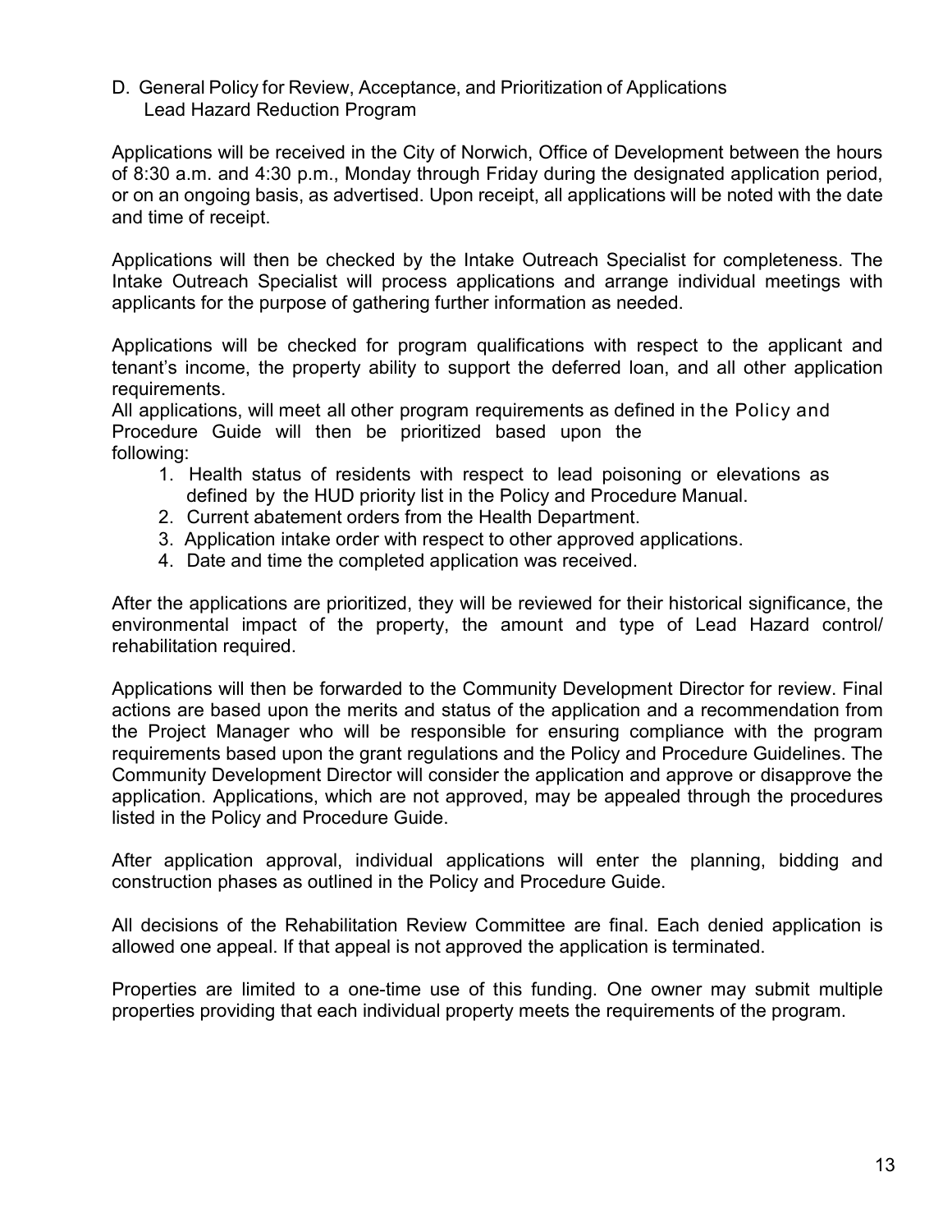D. General Policy for Review, Acceptance, and Prioritization of Applications
Lead Hazard Reduction Program

Applications will be received in the City of Norwich, Office of Development between the hours of 8:30 a.m. and 4:30 p.m., Monday through Friday during the designated application period, or on an ongoing basis, as advertised. Upon receipt, all applications will be noted with the date and time of receipt.

Applications will then be checked by the Intake Outreach Specialist for completeness. The Intake Outreach Specialist will process applications and arrange individual meetings with applicants for the purpose of gathering further information as needed.

Applications will be checked for program qualifications with respect to the applicant and tenant's income, the property ability to support the deferred loan, and all other application requirements.
All applications, will meet all other program requirements as defined in the Policy and Procedure Guide will then be prioritized based upon the following:

1. Health status of residents with respect to lead poisoning or elevations as defined by the HUD priority list in the Policy and Procedure Manual.
2. Current abatement orders from the Health Department.
3. Application intake order with respect to other approved applications.
4. Date and time the completed application was received.

After the applications are prioritized, they will be reviewed for their historical significance, the environmental impact of the property, the amount and type of Lead Hazard control/ rehabilitation required.

Applications will then be forwarded to the Community Development Director for review. Final actions are based upon the merits and status of the application and a recommendation from the Project Manager who will be responsible for ensuring compliance with the program requirements based upon the grant regulations and the Policy and Procedure Guidelines. The Community Development Director will consider the application and approve or disapprove the application. Applications, which are not approved, may be appealed through the procedures listed in the Policy and Procedure Guide.

After application approval, individual applications will enter the planning, bidding and construction phases as outlined in the Policy and Procedure Guide.

All decisions of the Rehabilitation Review Committee are final. Each denied application is allowed one appeal. If that appeal is not approved the application is terminated.

Properties are limited to a one-time use of this funding. One owner may submit multiple properties providing that each individual property meets the requirements of the program.